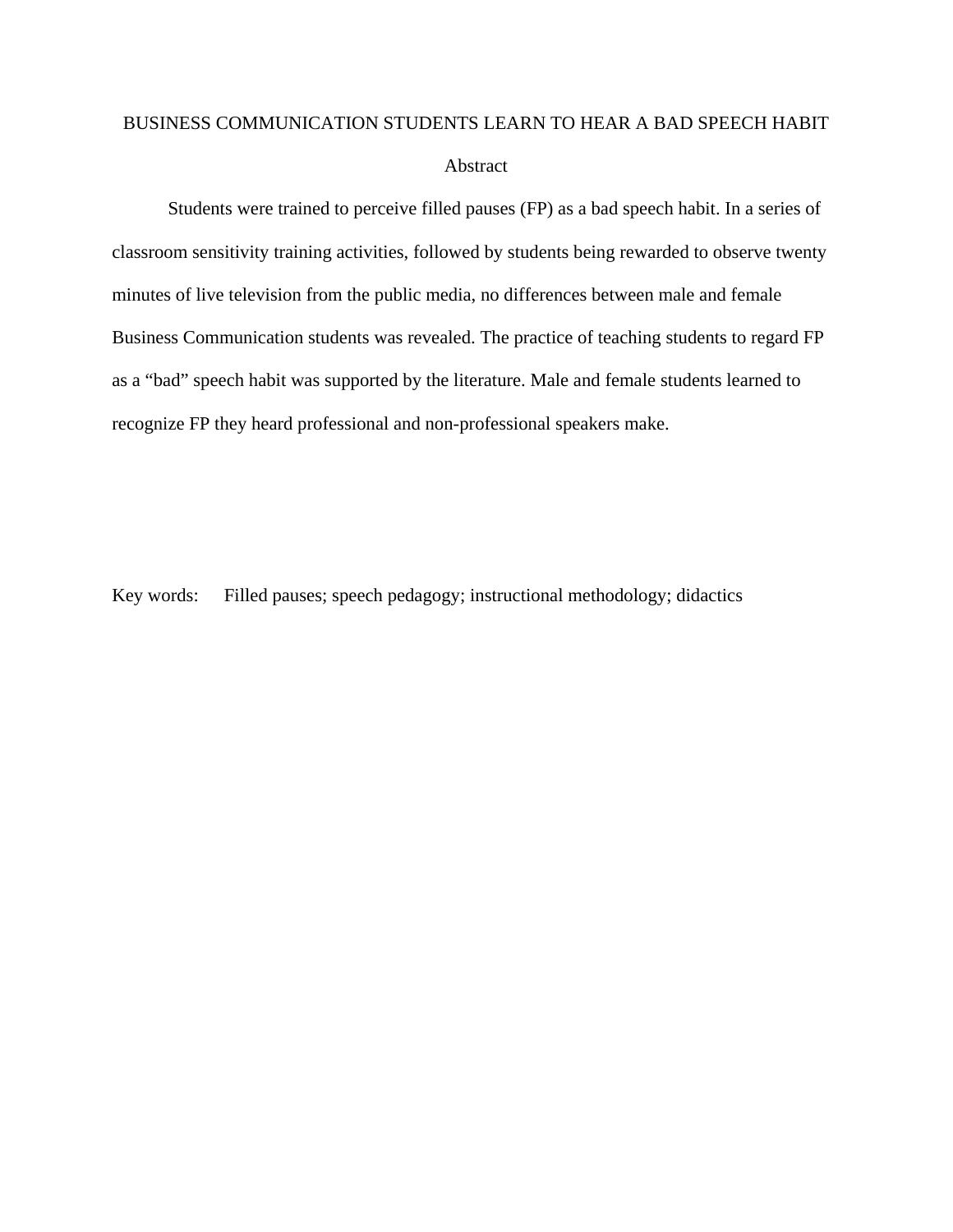# BUSINESS COMMUNICATION STUDENTS LEARN TO HEAR A BAD SPEECH HABIT

## Abstract

Students were trained to perceive filled pauses (FP) as a bad speech habit. In a series of classroom sensitivity training activities, followed by students being rewarded to observe twenty minutes of live television from the public media, no differences between male and female Business Communication students was revealed. The practice of teaching students to regard FP as a "bad" speech habit was supported by the literature. Male and female students learned to recognize FP they heard professional and non-professional speakers make.

Key words: Filled pauses; speech pedagogy; instructional methodology; didactics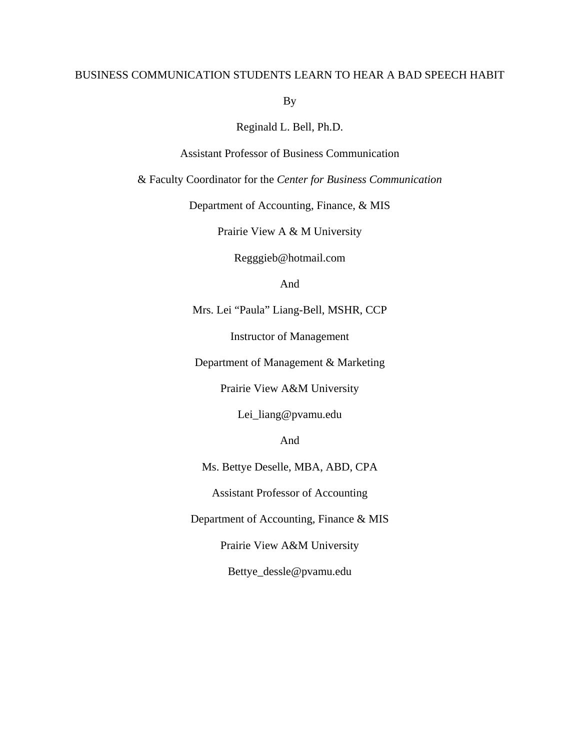# BUSINESS COMMUNICATION STUDENTS LEARN TO HEAR A BAD SPEECH HABIT

By

Reginald L. Bell, Ph.D.

Assistant Professor of Business Communication

& Faculty Coordinator for the *Center for Business Communication*

Department of Accounting, Finance, & MIS

Prairie View A & M University

Regggieb@hotmail.com

And

Mrs. Lei "Paula" Liang-Bell, MSHR, CCP

Instructor of Management

Department of Management & Marketing

Prairie View A&M University

Lei_liang@pvamu.edu

And

Ms. Bettye Deselle, MBA, ABD, CPA

Assistant Professor of Accounting

Department of Accounting, Finance & MIS

Prairie View A&M University

Bettye_dessle@pvamu.edu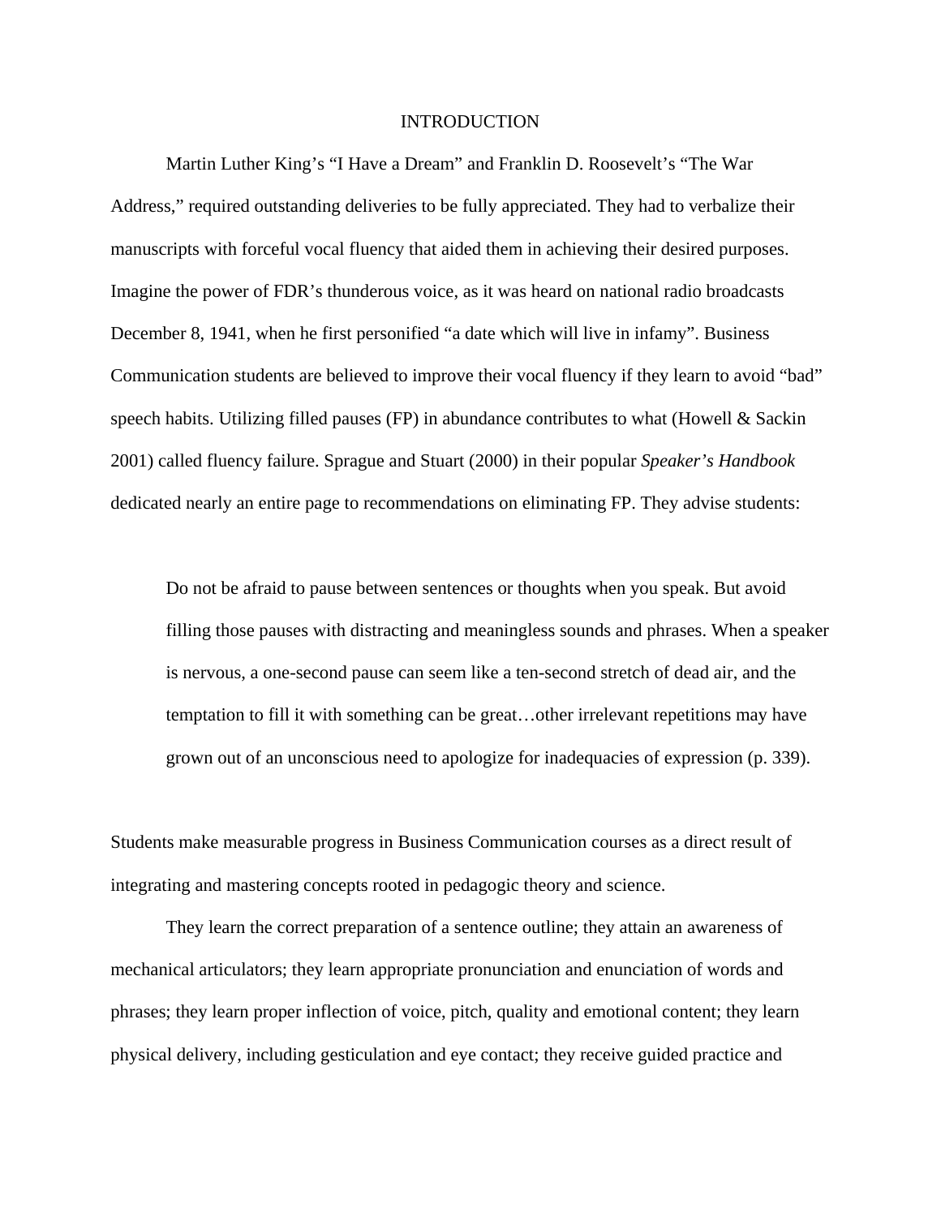# INTRODUCTION

Martin Luther King's "I Have a Dream" and Franklin D. Roosevelt's "The War Address," required outstanding deliveries to be fully appreciated. They had to verbalize their manuscripts with forceful vocal fluency that aided them in achieving their desired purposes. Imagine the power of FDR's thunderous voice, as it was heard on national radio broadcasts December 8, 1941, when he first personified "a date which will live in infamy". Business Communication students are believed to improve their vocal fluency if they learn to avoid "bad" speech habits. Utilizing filled pauses (FP) in abundance contributes to what (Howell & Sackin 2001) called fluency failure. Sprague and Stuart (2000) in their popular *Speaker's Handbook* dedicated nearly an entire page to recommendations on eliminating FP. They advise students:

> Do not be afraid to pause between sentences or thoughts when you speak. But avoid filling those pauses with distracting and meaningless sounds and phrases. When a speaker is nervous, a one-second pause can seem like a ten-second stretch of dead air, and the temptation to fill it with something can be great…other irrelevant repetitions may have grown out of an unconscious need to apologize for inadequacies of expression (p. 339).

Students make measurable progress in Business Communication courses as a direct result of integrating and mastering concepts rooted in pedagogic theory and science.

They learn the correct preparation of a sentence outline; they attain an awareness of mechanical articulators; they learn appropriate pronunciation and enunciation of words and phrases; they learn proper inflection of voice, pitch, quality and emotional content; they learn physical delivery, including gesticulation and eye contact; they receive guided practice and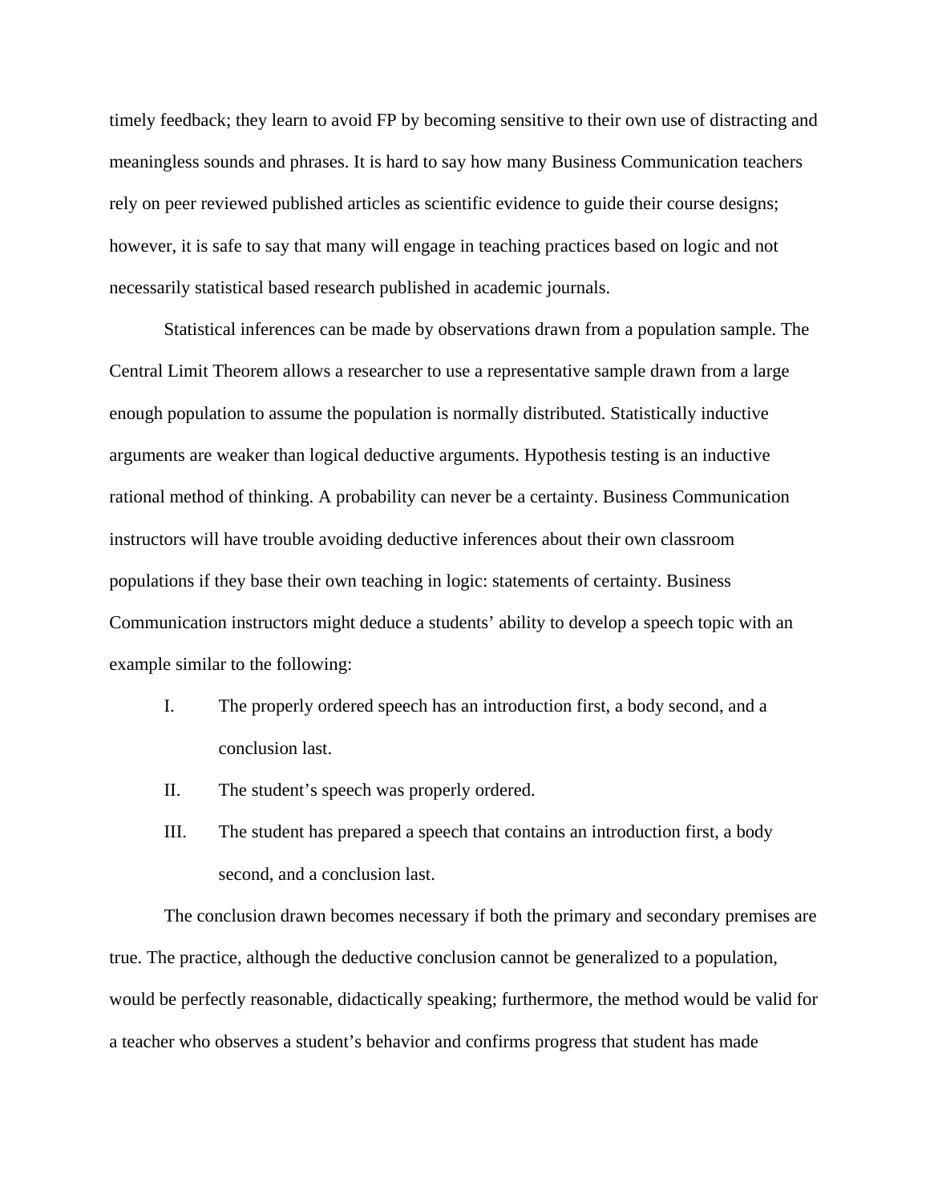timely feedback; they learn to avoid FP by becoming sensitive to their own use of distracting and meaningless sounds and phrases. It is hard to say how many Business Communication teachers rely on peer reviewed published articles as scientific evidence to guide their course designs; however, it is safe to say that many will engage in teaching practices based on logic and not necessarily statistical based research published in academic journals.

Statistical inferences can be made by observations drawn from a population sample. The Central Limit Theorem allows a researcher to use a representative sample drawn from a large enough population to assume the population is normally distributed. Statistically inductive arguments are weaker than logical deductive arguments. Hypothesis testing is an inductive rational method of thinking. A probability can never be a certainty. Business Communication instructors will have trouble avoiding deductive inferences about their own classroom populations if they base their own teaching in logic: statements of certainty. Business Communication instructors might deduce a students' ability to develop a speech topic with an example similar to the following:

I. The properly ordered speech has an introduction first, a body second, and a conclusion last.

II. The student's speech was properly ordered.

III. The student has prepared a speech that contains an introduction first, a body second, and a conclusion last.

The conclusion drawn becomes necessary if both the primary and secondary premises are true. The practice, although the deductive conclusion cannot be generalized to a population, would be perfectly reasonable, didactically speaking; furthermore, the method would be valid for a teacher who observes a student's behavior and confirms progress that student has made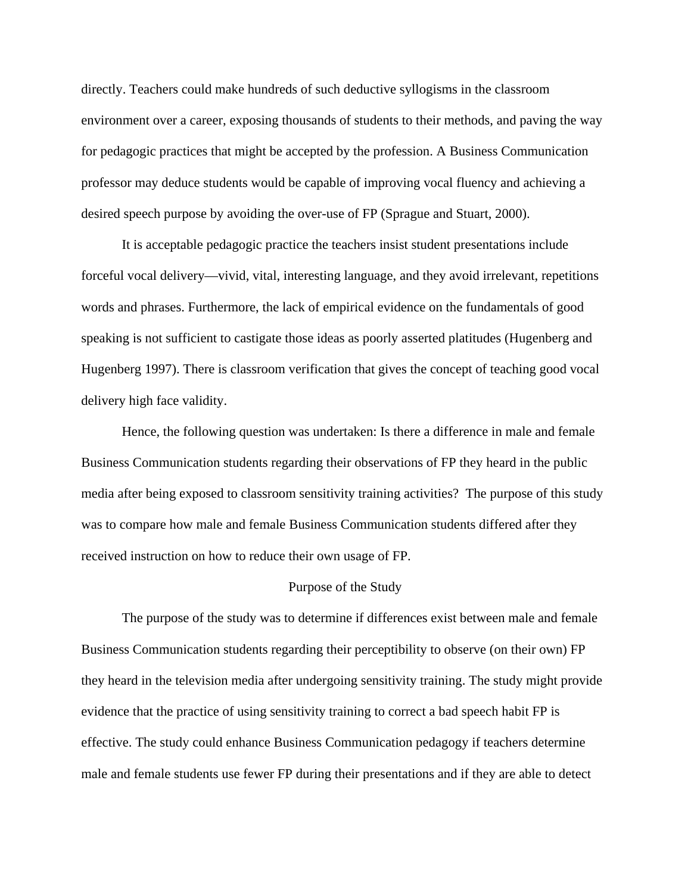directly. Teachers could make hundreds of such deductive syllogisms in the classroom environment over a career, exposing thousands of students to their methods, and paving the way for pedagogic practices that might be accepted by the profession. A Business Communication professor may deduce students would be capable of improving vocal fluency and achieving a desired speech purpose by avoiding the over-use of FP (Sprague and Stuart, 2000).

It is acceptable pedagogic practice the teachers insist student presentations include forceful vocal delivery—vivid, vital, interesting language, and they avoid irrelevant, repetitions words and phrases. Furthermore, the lack of empirical evidence on the fundamentals of good speaking is not sufficient to castigate those ideas as poorly asserted platitudes (Hugenberg and Hugenberg 1997). There is classroom verification that gives the concept of teaching good vocal delivery high face validity.

Hence, the following question was undertaken: Is there a difference in male and female Business Communication students regarding their observations of FP they heard in the public media after being exposed to classroom sensitivity training activities? The purpose of this study was to compare how male and female Business Communication students differed after they received instruction on how to reduce their own usage of FP.

## Purpose of the Study

The purpose of the study was to determine if differences exist between male and female Business Communication students regarding their perceptibility to observe (on their own) FP they heard in the television media after undergoing sensitivity training. The study might provide evidence that the practice of using sensitivity training to correct a bad speech habit FP is effective. The study could enhance Business Communication pedagogy if teachers determine male and female students use fewer FP during their presentations and if they are able to detect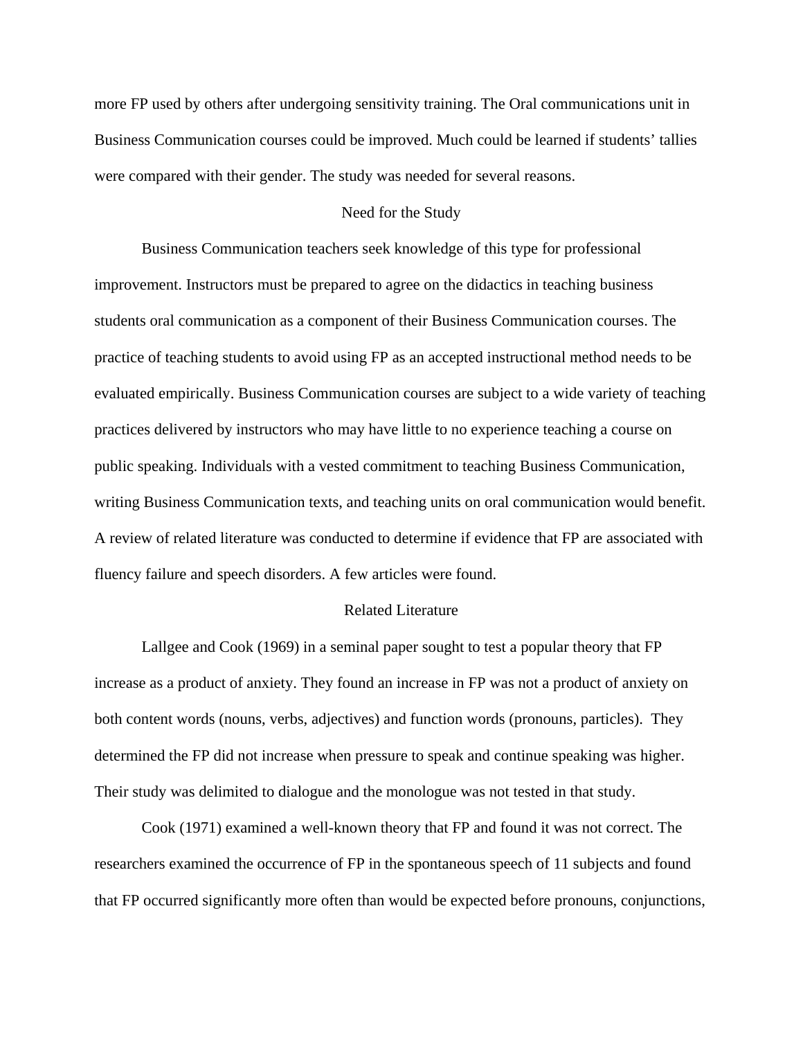more FP used by others after undergoing sensitivity training. The Oral communications unit in Business Communication courses could be improved. Much could be learned if students' tallies were compared with their gender. The study was needed for several reasons.

## Need for the Study

Business Communication teachers seek knowledge of this type for professional improvement. Instructors must be prepared to agree on the didactics in teaching business students oral communication as a component of their Business Communication courses. The practice of teaching students to avoid using FP as an accepted instructional method needs to be evaluated empirically. Business Communication courses are subject to a wide variety of teaching practices delivered by instructors who may have little to no experience teaching a course on public speaking. Individuals with a vested commitment to teaching Business Communication, writing Business Communication texts, and teaching units on oral communication would benefit. A review of related literature was conducted to determine if evidence that FP are associated with fluency failure and speech disorders. A few articles were found.

## Related Literature

Lallgee and Cook (1969) in a seminal paper sought to test a popular theory that FP increase as a product of anxiety. They found an increase in FP was not a product of anxiety on both content words (nouns, verbs, adjectives) and function words (pronouns, particles). They determined the FP did not increase when pressure to speak and continue speaking was higher. Their study was delimited to dialogue and the monologue was not tested in that study.

Cook (1971) examined a well-known theory that FP and found it was not correct. The researchers examined the occurrence of FP in the spontaneous speech of 11 subjects and found that FP occurred significantly more often than would be expected before pronouns, conjunctions,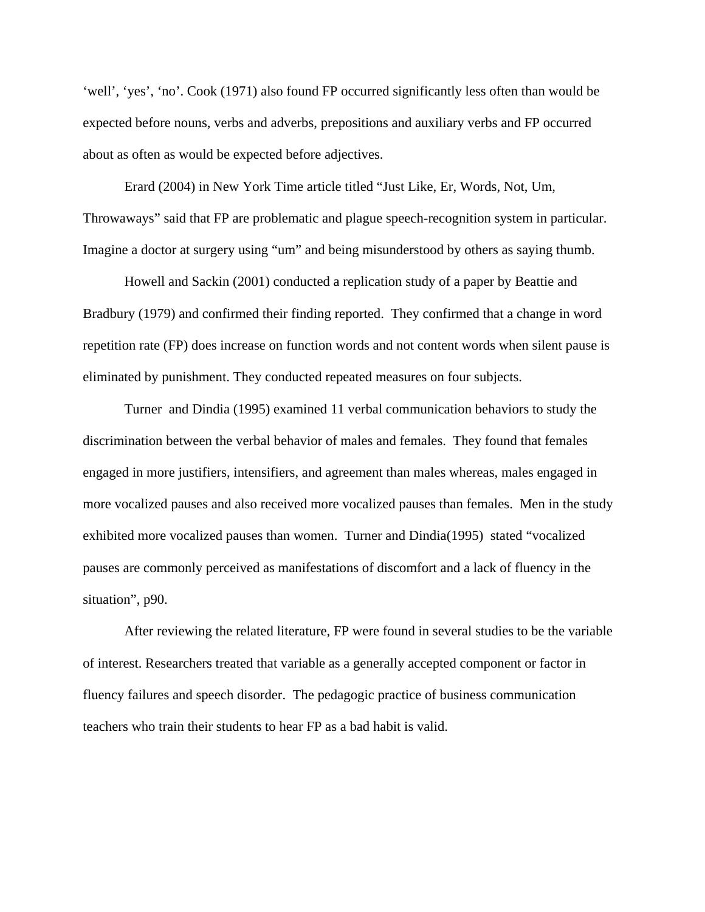‘well’, ‘yes’, ‘no’. Cook (1971) also found FP occurred significantly less often than would be expected before nouns, verbs and adverbs, prepositions and auxiliary verbs and FP occurred about as often as would be expected before adjectives.

Erard (2004) in New York Time article titled “Just Like, Er, Words, Not, Um, Throwaways” said that FP are problematic and plague speech-recognition system in particular. Imagine a doctor at surgery using “um” and being misunderstood by others as saying thumb.

Howell and Sackin (2001) conducted a replication study of a paper by Beattie and Bradbury (1979) and confirmed their finding reported. They confirmed that a change in word repetition rate (FP) does increase on function words and not content words when silent pause is eliminated by punishment. They conducted repeated measures on four subjects.

Turner and Dindia (1995) examined 11 verbal communication behaviors to study the discrimination between the verbal behavior of males and females. They found that females engaged in more justifiers, intensifiers, and agreement than males whereas, males engaged in more vocalized pauses and also received more vocalized pauses than females. Men in the study exhibited more vocalized pauses than women. Turner and Dindia(1995) stated “vocalized pauses are commonly perceived as manifestations of discomfort and a lack of fluency in the situation”, p90.

After reviewing the related literature, FP were found in several studies to be the variable of interest. Researchers treated that variable as a generally accepted component or factor in fluency failures and speech disorder. The pedagogic practice of business communication teachers who train their students to hear FP as a bad habit is valid.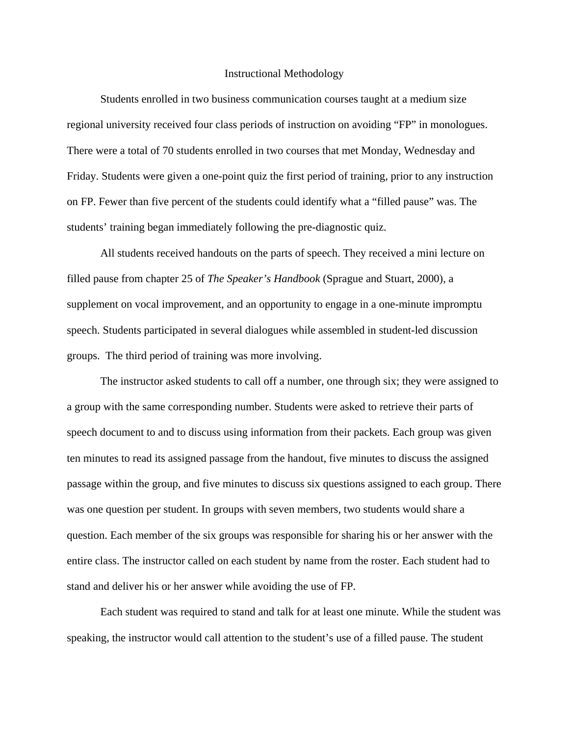# Instructional Methodology

Students enrolled in two business communication courses taught at a medium size regional university received four class periods of instruction on avoiding "FP" in monologues. There were a total of 70 students enrolled in two courses that met Monday, Wednesday and Friday. Students were given a one-point quiz the first period of training, prior to any instruction on FP. Fewer than five percent of the students could identify what a "filled pause" was. The students' training began immediately following the pre-diagnostic quiz.

All students received handouts on the parts of speech. They received a mini lecture on filled pause from chapter 25 of *The Speaker's Handbook* (Sprague and Stuart, 2000), a supplement on vocal improvement, and an opportunity to engage in a one-minute impromptu speech. Students participated in several dialogues while assembled in student-led discussion groups. The third period of training was more involving.

The instructor asked students to call off a number, one through six; they were assigned to a group with the same corresponding number. Students were asked to retrieve their parts of speech document to and to discuss using information from their packets. Each group was given ten minutes to read its assigned passage from the handout, five minutes to discuss the assigned passage within the group, and five minutes to discuss six questions assigned to each group. There was one question per student. In groups with seven members, two students would share a question. Each member of the six groups was responsible for sharing his or her answer with the entire class. The instructor called on each student by name from the roster. Each student had to stand and deliver his or her answer while avoiding the use of FP.

Each student was required to stand and talk for at least one minute. While the student was speaking, the instructor would call attention to the student's use of a filled pause. The student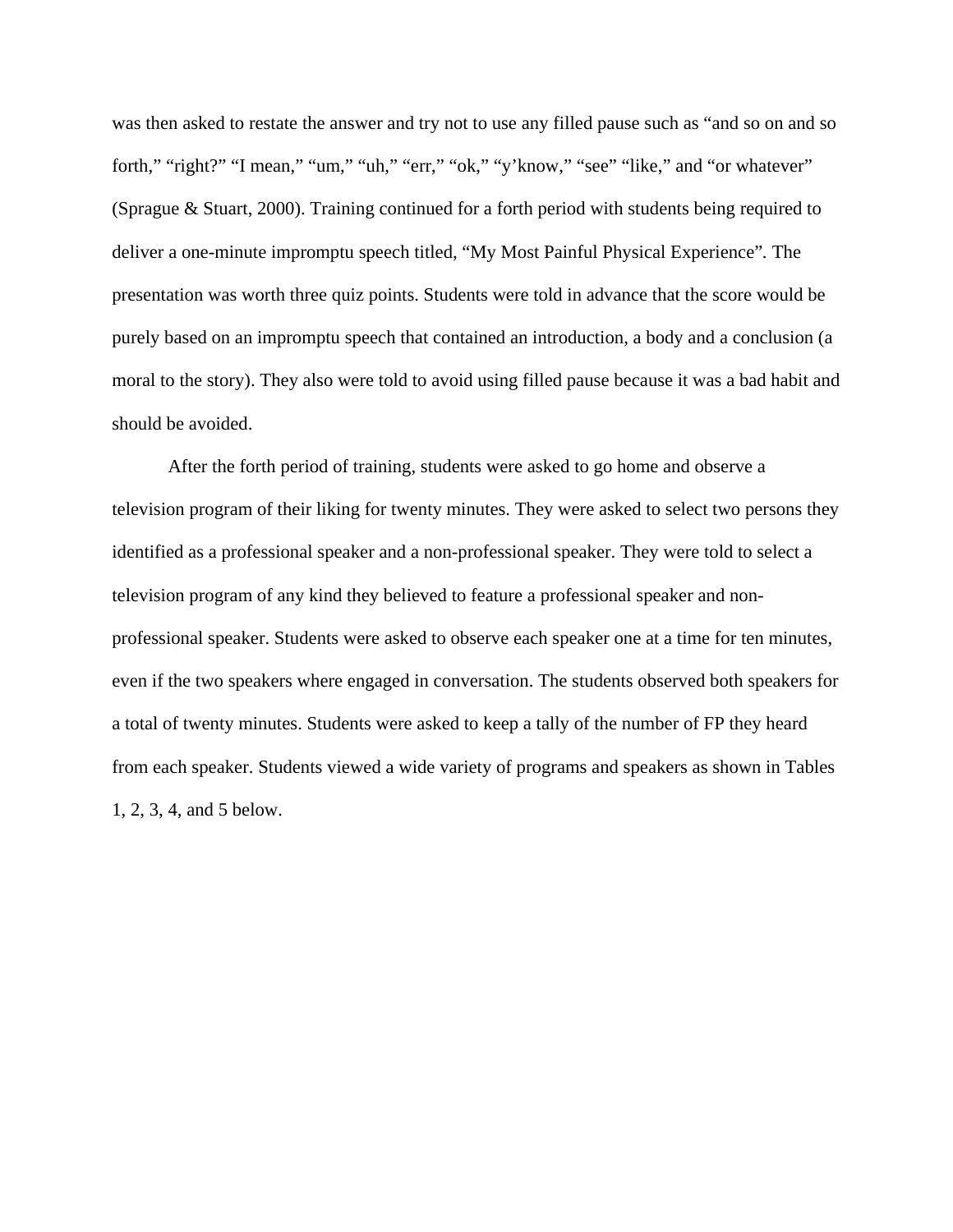was then asked to restate the answer and try not to use any filled pause such as “and so on and so forth,” “right?” “I mean,” “um,” “uh,” “err,” “ok,” “y’know,” “see” “like,” and “or whatever” (Sprague & Stuart, 2000). Training continued for a forth period with students being required to deliver a one-minute impromptu speech titled, “My Most Painful Physical Experience”. The presentation was worth three quiz points. Students were told in advance that the score would be purely based on an impromptu speech that contained an introduction, a body and a conclusion (a moral to the story). They also were told to avoid using filled pause because it was a bad habit and should be avoided.

After the forth period of training, students were asked to go home and observe a television program of their liking for twenty minutes. They were asked to select two persons they identified as a professional speaker and a non-professional speaker. They were told to select a television program of any kind they believed to feature a professional speaker and non-professional speaker. Students were asked to observe each speaker one at a time for ten minutes, even if the two speakers where engaged in conversation. The students observed both speakers for a total of twenty minutes. Students were asked to keep a tally of the number of FP they heard from each speaker. Students viewed a wide variety of programs and speakers as shown in Tables 1, 2, 3, 4, and 5 below.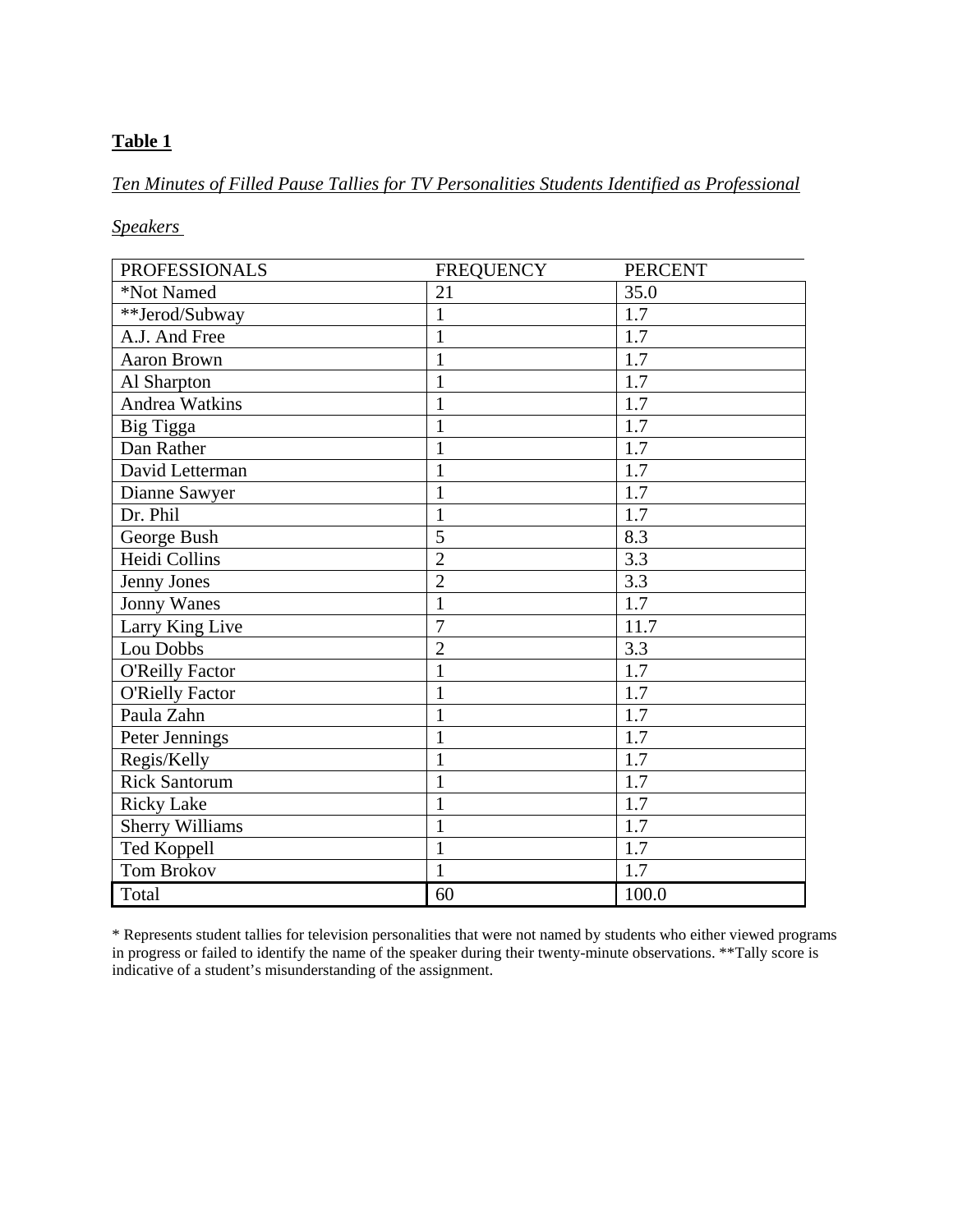**Table 1**

*Ten Minutes of Filled Pause Tallies for TV Personalities Students Identified as Professional Speakers*

| PROFESSIONALS | FREQUENCY | PERCENT |
|---|---|---|
| *Not Named | 21 | 35.0 |
| **Jerod/Subway | 1 | 1.7 |
| A.J. And Free | 1 | 1.7 |
| Aaron Brown | 1 | 1.7 |
| Al Sharpton | 1 | 1.7 |
| Andrea Watkins | 1 | 1.7 |
| Big Tigga | 1 | 1.7 |
| Dan Rather | 1 | 1.7 |
| David Letterman | 1 | 1.7 |
| Dianne Sawyer | 1 | 1.7 |
| Dr. Phil | 1 | 1.7 |
| George Bush | 5 | 8.3 |
| Heidi Collins | 2 | 3.3 |
| Jenny Jones | 2 | 3.3 |
| Jonny Wanes | 1 | 1.7 |
| Larry King Live | 7 | 11.7 |
| Lou Dobbs | 2 | 3.3 |
| O'Reilly Factor | 1 | 1.7 |
| O'Rielly Factor | 1 | 1.7 |
| Paula Zahn | 1 | 1.7 |
| Peter Jennings | 1 | 1.7 |
| Regis/Kelly | 1 | 1.7 |
| Rick Santorum | 1 | 1.7 |
| Ricky Lake | 1 | 1.7 |
| Sherry Williams | 1 | 1.7 |
| Ted Koppell | 1 | 1.7 |
| Tom Brokov | 1 | 1.7 |
| Total | 60 | 100.0 |

* Represents student tallies for television personalities that were not named by students who either viewed programs in progress or failed to identify the name of the speaker during their twenty-minute observations. **Tally score is indicative of a student's misunderstanding of the assignment.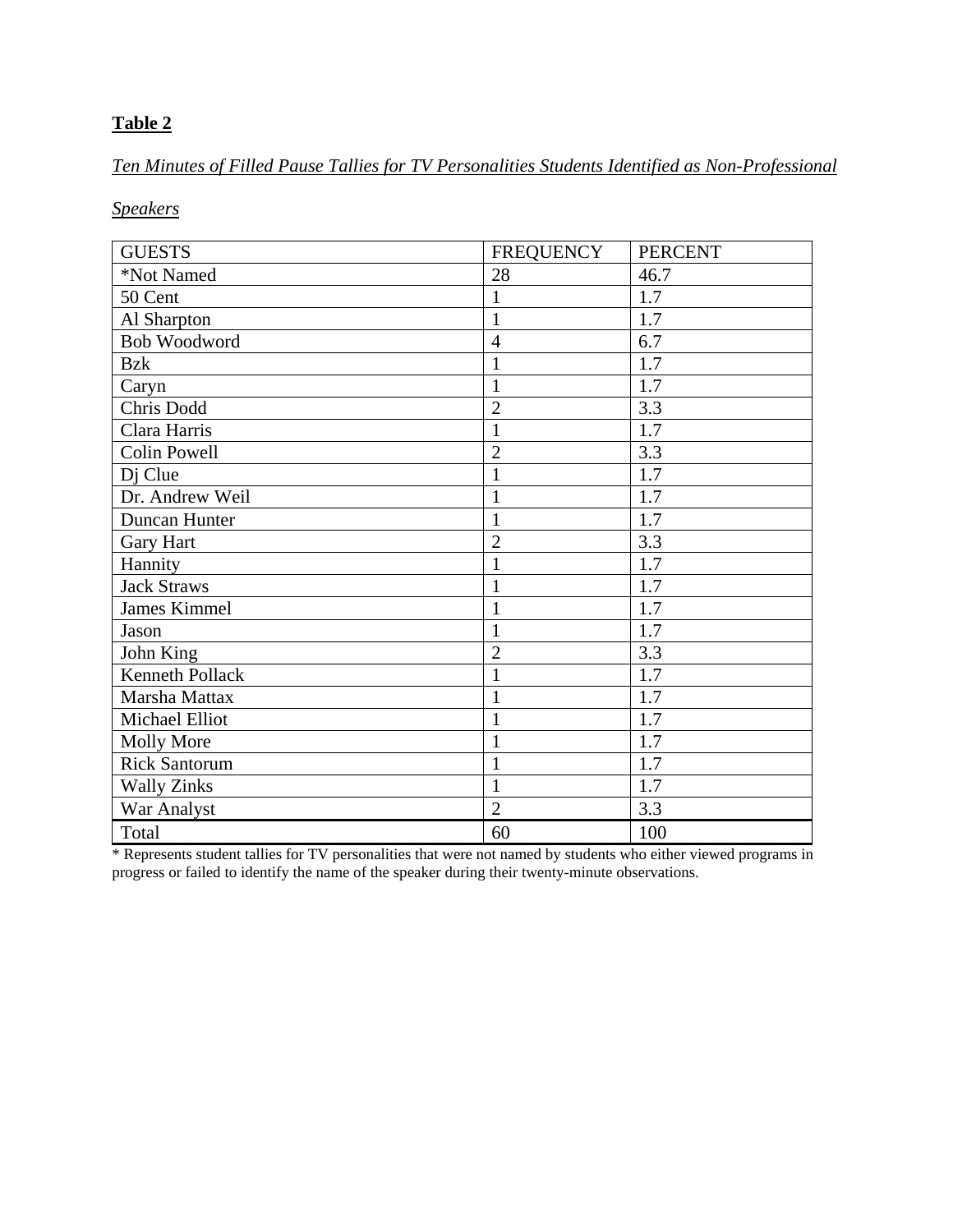**Table 2**

*Ten Minutes of Filled Pause Tallies for TV Personalities Students Identified as Non-Professional Speakers*

| GUESTS | FREQUENCY | PERCENT |
|---|---|---|
| *Not Named | 28 | 46.7 |
| 50 Cent | 1 | 1.7 |
| Al Sharpton | 1 | 1.7 |
| Bob Woodword | 4 | 6.7 |
| Bzk | 1 | 1.7 |
| Caryn | 1 | 1.7 |
| Chris Dodd | 2 | 3.3 |
| Clara Harris | 1 | 1.7 |
| Colin Powell | 2 | 3.3 |
| Dj Clue | 1 | 1.7 |
| Dr. Andrew Weil | 1 | 1.7 |
| Duncan Hunter | 1 | 1.7 |
| Gary Hart | 2 | 3.3 |
| Hannity | 1 | 1.7 |
| Jack Straws | 1 | 1.7 |
| James Kimmel | 1 | 1.7 |
| Jason | 1 | 1.7 |
| John King | 2 | 3.3 |
| Kenneth Pollack | 1 | 1.7 |
| Marsha Mattax | 1 | 1.7 |
| Michael Elliot | 1 | 1.7 |
| Molly More | 1 | 1.7 |
| Rick Santorum | 1 | 1.7 |
| Wally Zinks | 1 | 1.7 |
| War Analyst | 2 | 3.3 |
| Total | 60 | 100 |

* Represents student tallies for TV personalities that were not named by students who either viewed programs in progress or failed to identify the name of the speaker during their twenty-minute observations.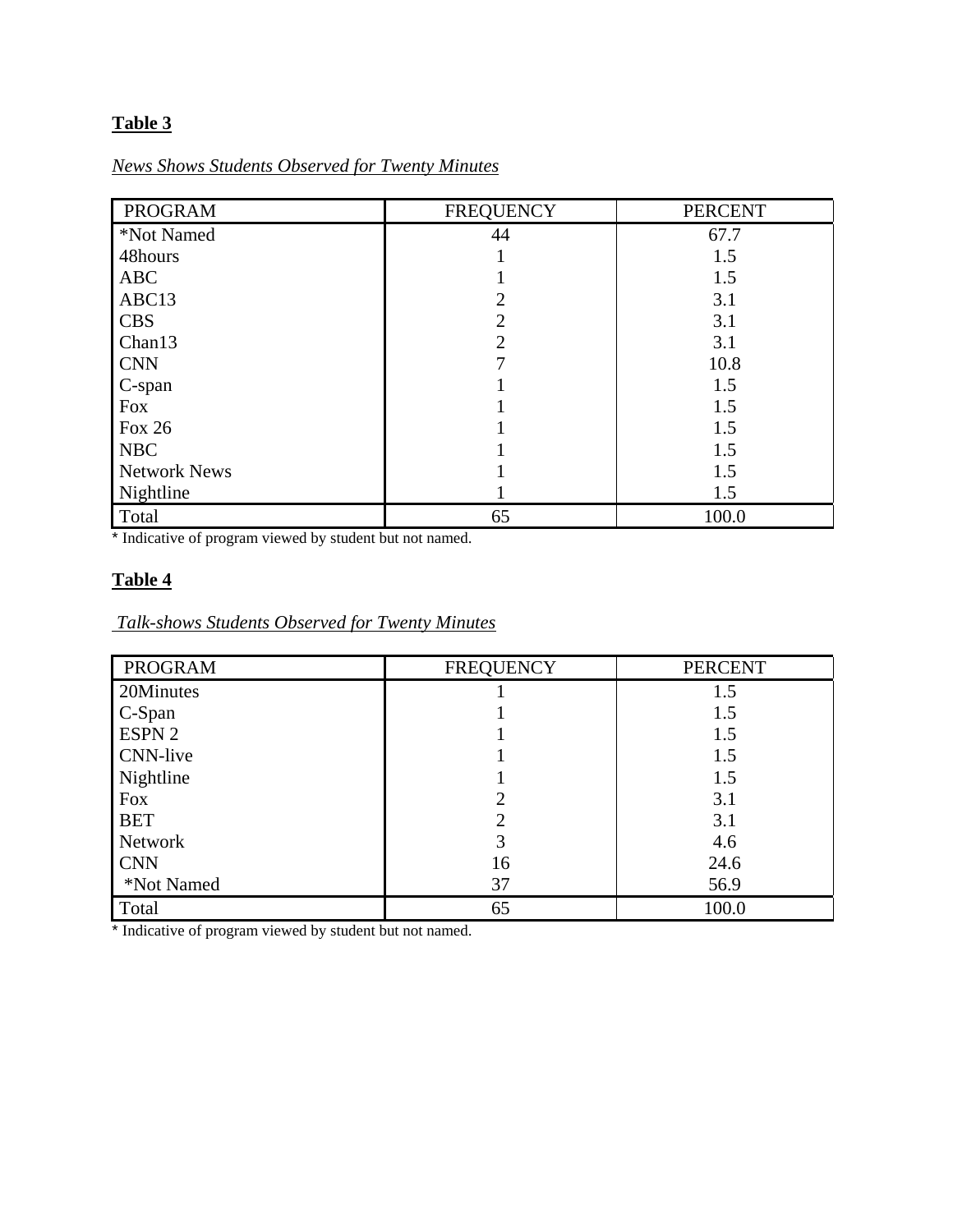**Table 3**

*News Shows Students Observed for Twenty Minutes*

| PROGRAM | FREQUENCY | PERCENT |
|---|---|---|
| *Not Named | 44 | 67.7 |
| 48hours | 1 | 1.5 |
| ABC | 1 | 1.5 |
| ABC13 | 2 | 3.1 |
| CBS | 2 | 3.1 |
| Chan13 | 2 | 3.1 |
| CNN | 7 | 10.8 |
| C-span | 1 | 1.5 |
| Fox | 1 | 1.5 |
| Fox 26 | 1 | 1.5 |
| NBC | 1 | 1.5 |
| Network News | 1 | 1.5 |
| Nightline | 1 | 1.5 |
| Total | 65 | 100.0 |

* Indicative of program viewed by student but not named.

**Table 4**

*Talk-shows Students Observed for Twenty Minutes*

| PROGRAM | FREQUENCY | PERCENT |
|---|---|---|
| 20Minutes | 1 | 1.5 |
| C-Span | 1 | 1.5 |
| ESPN 2 | 1 | 1.5 |
| CNN-live | 1 | 1.5 |
| Nightline | 1 | 1.5 |
| Fox | 2 | 3.1 |
| BET | 2 | 3.1 |
| Network | 3 | 4.6 |
| CNN | 16 | 24.6 |
| *Not Named | 37 | 56.9 |
| Total | 65 | 100.0 |

* Indicative of program viewed by student but not named.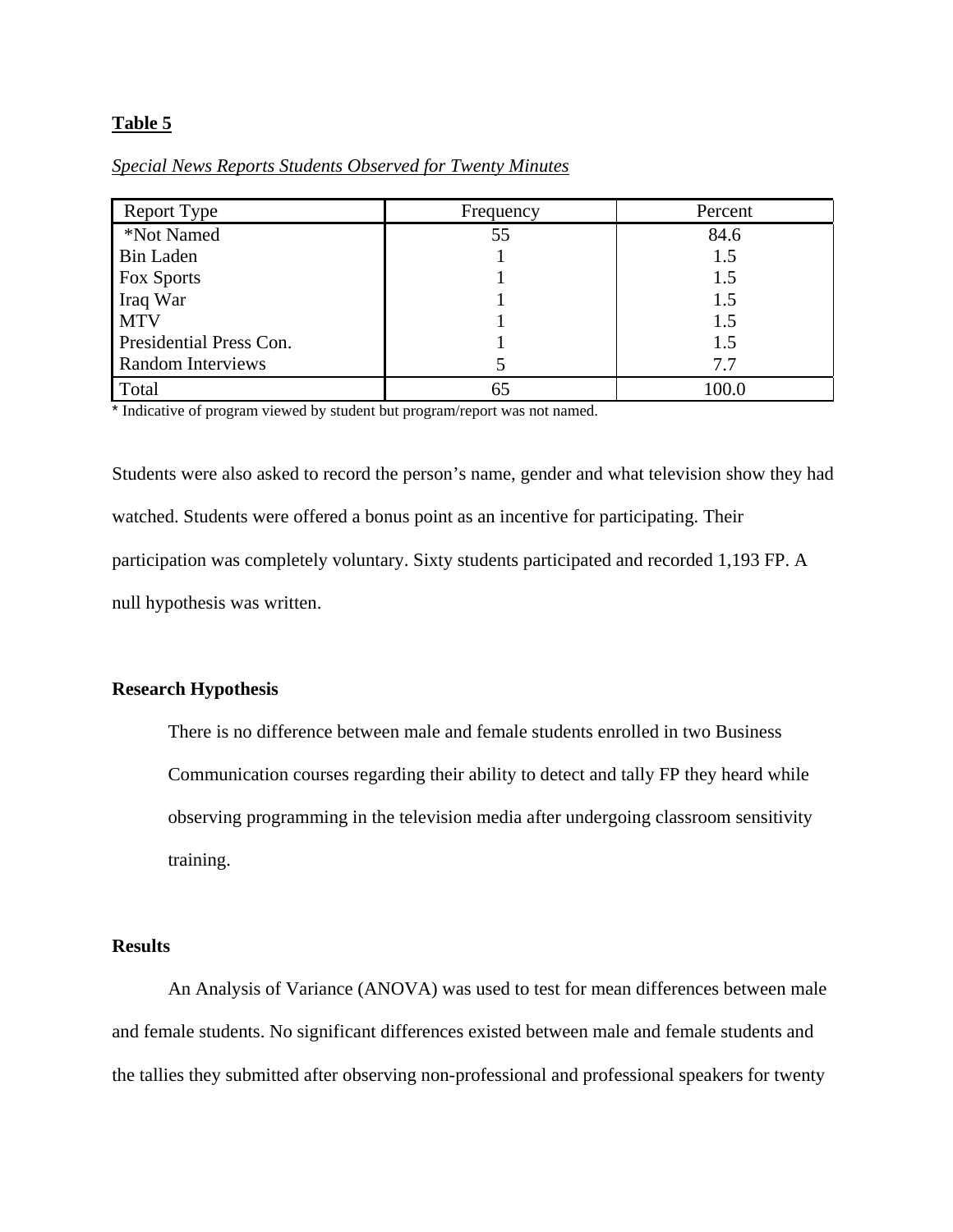**Table 5**

*Special News Reports Students Observed for Twenty Minutes*

| Report Type | Frequency | Percent |
|---|---|---|
| *Not Named | 55 | 84.6 |
| Bin Laden | 1 | 1.5 |
| Fox Sports | 1 | 1.5 |
| Iraq War | 1 | 1.5 |
| MTV | 1 | 1.5 |
| Presidential Press Con. | 1 | 1.5 |
| Random Interviews | 5 | 7.7 |
| Total | 65 | 100.0 |

* Indicative of program viewed by student but program/report was not named.

Students were also asked to record the person's name, gender and what television show they had watched. Students were offered a bonus point as an incentive for participating. Their participation was completely voluntary. Sixty students participated and recorded 1,193 FP. A null hypothesis was written.

**Research Hypothesis**

There is no difference between male and female students enrolled in two Business Communication courses regarding their ability to detect and tally FP they heard while observing programming in the television media after undergoing classroom sensitivity training.

**Results**

An Analysis of Variance (ANOVA) was used to test for mean differences between male and female students. No significant differences existed between male and female students and the tallies they submitted after observing non-professional and professional speakers for twenty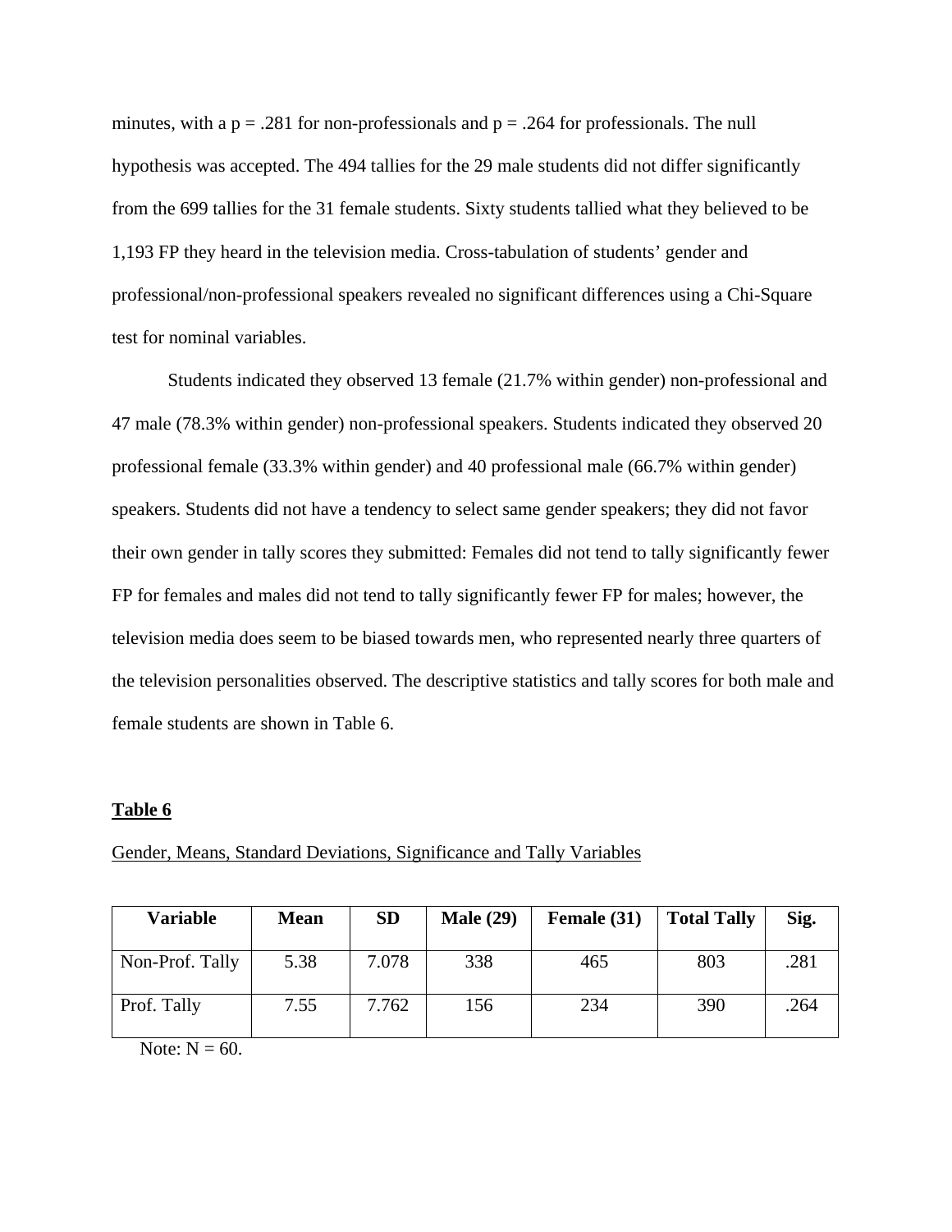minutes, with a $p = .281$ for non-professionals and $p = .264$ for professionals. The null hypothesis was accepted. The 494 tallies for the 29 male students did not differ significantly from the 699 tallies for the 31 female students. Sixty students tallied what they believed to be 1,193 FP they heard in the television media. Cross-tabulation of students' gender and professional/non-professional speakers revealed no significant differences using a Chi-Square test for nominal variables.

Students indicated they observed 13 female (21.7% within gender) non-professional and 47 male (78.3% within gender) non-professional speakers. Students indicated they observed 20 professional female (33.3% within gender) and 40 professional male (66.7% within gender) speakers. Students did not have a tendency to select same gender speakers; they did not favor their own gender in tally scores they submitted: Females did not tend to tally significantly fewer FP for females and males did not tend to tally significantly fewer FP for males; however, the television media does seem to be biased towards men, who represented nearly three quarters of the television personalities observed. The descriptive statistics and tally scores for both male and female students are shown in Table 6.

**Table 6**

Gender, Means, Standard Deviations, Significance and Tally Variables

| Variable | Mean | SD | Male (29) | Female (31) | Total Tally | Sig. |
|---|---|---|---|---|---|---|
| Non-Prof. Tally | 5.38 | 7.078 | 338 | 465 | 803 | .281 |
| Prof. Tally | 7.55 | 7.762 | 156 | 234 | 390 | .264 |

Note: N = 60.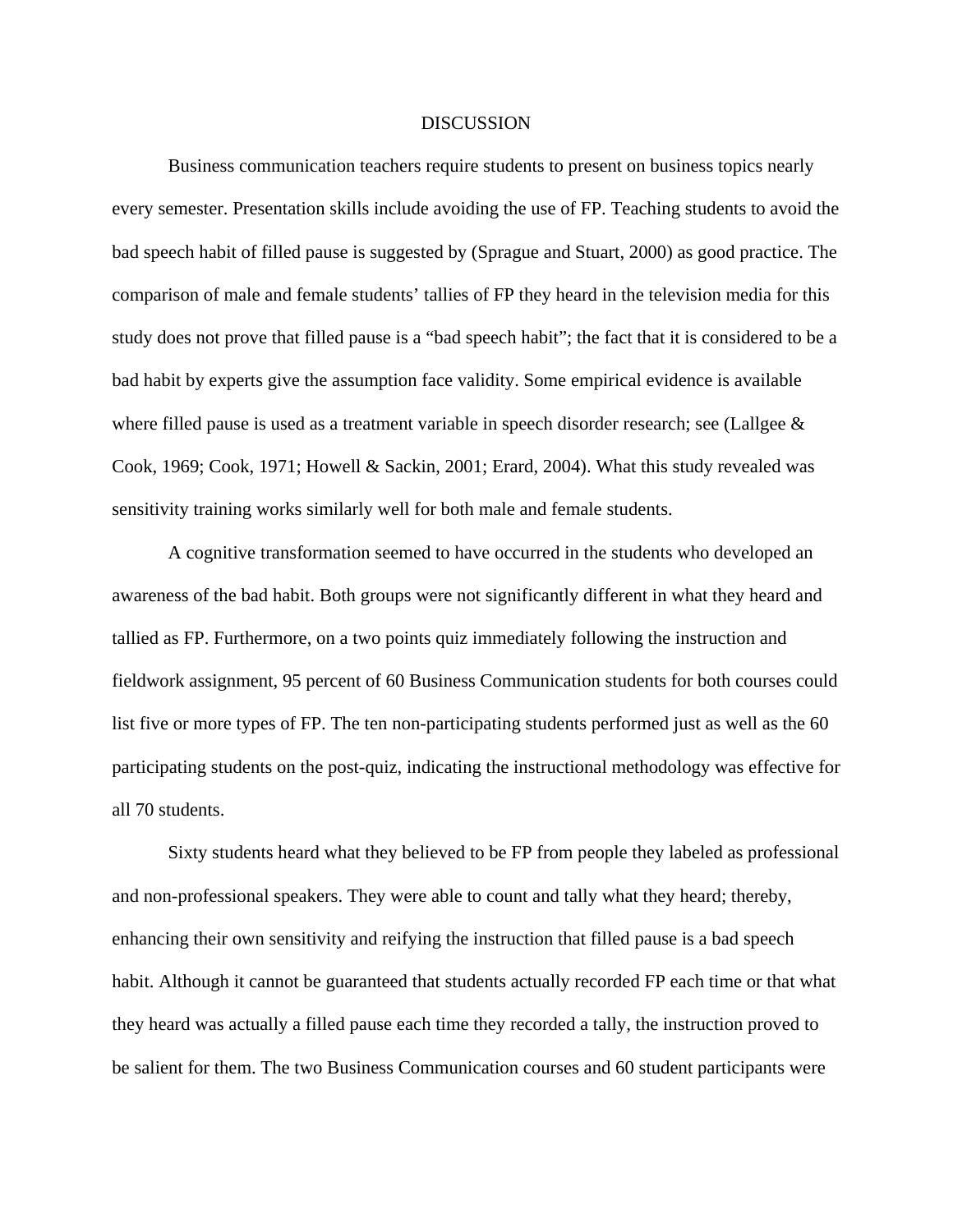# DISCUSSION

Business communication teachers require students to present on business topics nearly every semester. Presentation skills include avoiding the use of FP. Teaching students to avoid the bad speech habit of filled pause is suggested by (Sprague and Stuart, 2000) as good practice. The comparison of male and female students' tallies of FP they heard in the television media for this study does not prove that filled pause is a "bad speech habit"; the fact that it is considered to be a bad habit by experts give the assumption face validity. Some empirical evidence is available where filled pause is used as a treatment variable in speech disorder research; see (Lallgee & Cook, 1969; Cook, 1971; Howell & Sackin, 2001; Erard, 2004). What this study revealed was sensitivity training works similarly well for both male and female students.

A cognitive transformation seemed to have occurred in the students who developed an awareness of the bad habit. Both groups were not significantly different in what they heard and tallied as FP. Furthermore, on a two points quiz immediately following the instruction and fieldwork assignment, 95 percent of 60 Business Communication students for both courses could list five or more types of FP. The ten non-participating students performed just as well as the 60 participating students on the post-quiz, indicating the instructional methodology was effective for all 70 students.

Sixty students heard what they believed to be FP from people they labeled as professional and non-professional speakers. They were able to count and tally what they heard; thereby, enhancing their own sensitivity and reifying the instruction that filled pause is a bad speech habit. Although it cannot be guaranteed that students actually recorded FP each time or that what they heard was actually a filled pause each time they recorded a tally, the instruction proved to be salient for them. The two Business Communication courses and 60 student participants were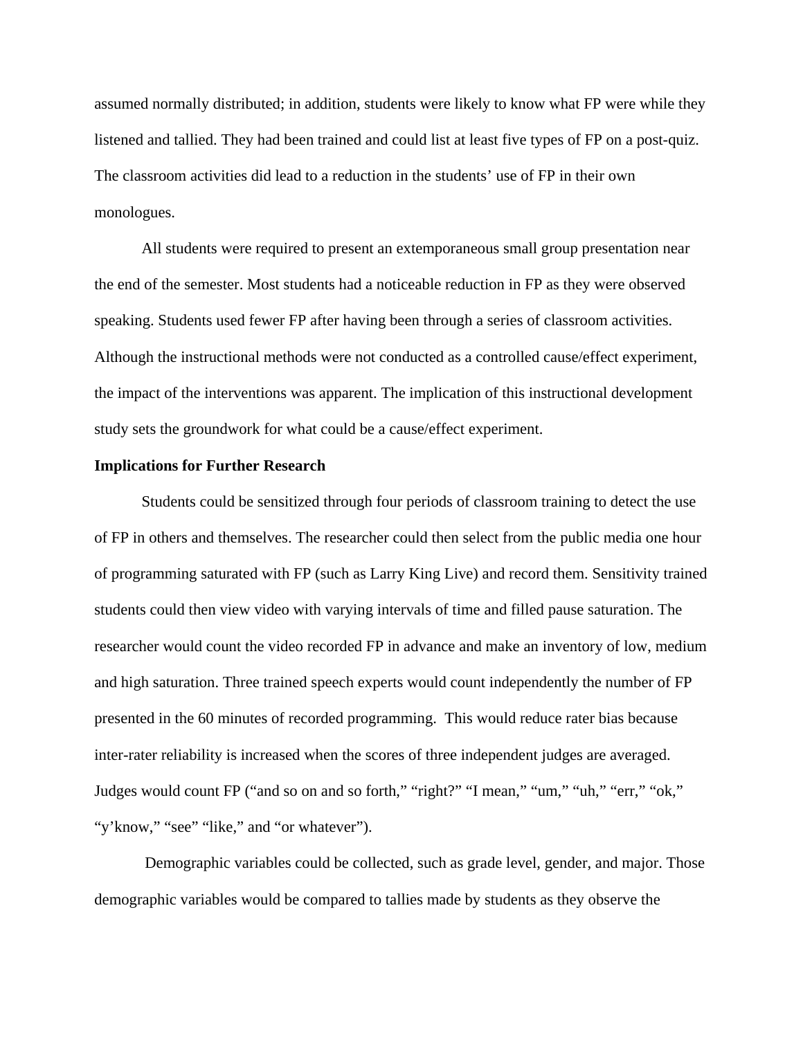assumed normally distributed; in addition, students were likely to know what FP were while they listened and tallied. They had been trained and could list at least five types of FP on a post-quiz. The classroom activities did lead to a reduction in the students' use of FP in their own monologues.

All students were required to present an extemporaneous small group presentation near the end of the semester. Most students had a noticeable reduction in FP as they were observed speaking. Students used fewer FP after having been through a series of classroom activities. Although the instructional methods were not conducted as a controlled cause/effect experiment, the impact of the interventions was apparent. The implication of this instructional development study sets the groundwork for what could be a cause/effect experiment.

**Implications for Further Research**

Students could be sensitized through four periods of classroom training to detect the use of FP in others and themselves. The researcher could then select from the public media one hour of programming saturated with FP (such as Larry King Live) and record them. Sensitivity trained students could then view video with varying intervals of time and filled pause saturation. The researcher would count the video recorded FP in advance and make an inventory of low, medium and high saturation. Three trained speech experts would count independently the number of FP presented in the 60 minutes of recorded programming. This would reduce rater bias because inter-rater reliability is increased when the scores of three independent judges are averaged. Judges would count FP ("and so on and so forth," "right?" "I mean," "um," "uh," "err," "ok," "y'know," "see" "like," and "or whatever").

Demographic variables could be collected, such as grade level, gender, and major. Those demographic variables would be compared to tallies made by students as they observe the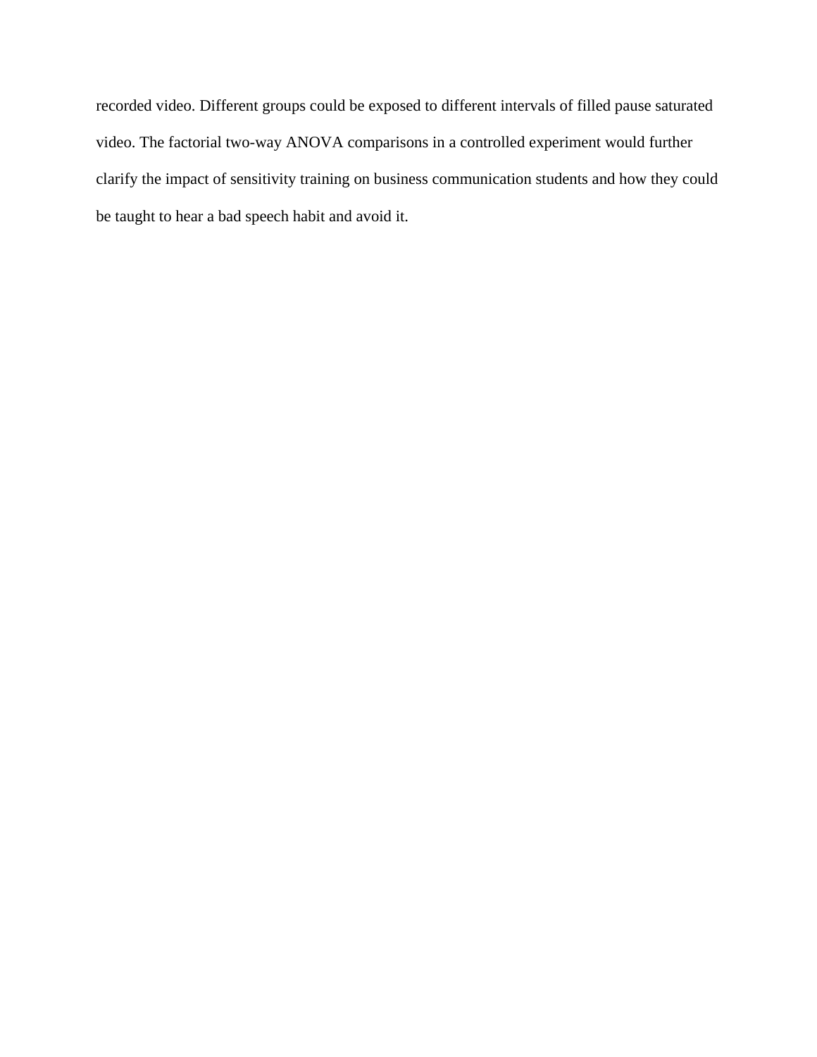recorded video. Different groups could be exposed to different intervals of filled pause saturated video. The factorial two-way ANOVA comparisons in a controlled experiment would further clarify the impact of sensitivity training on business communication students and how they could be taught to hear a bad speech habit and avoid it.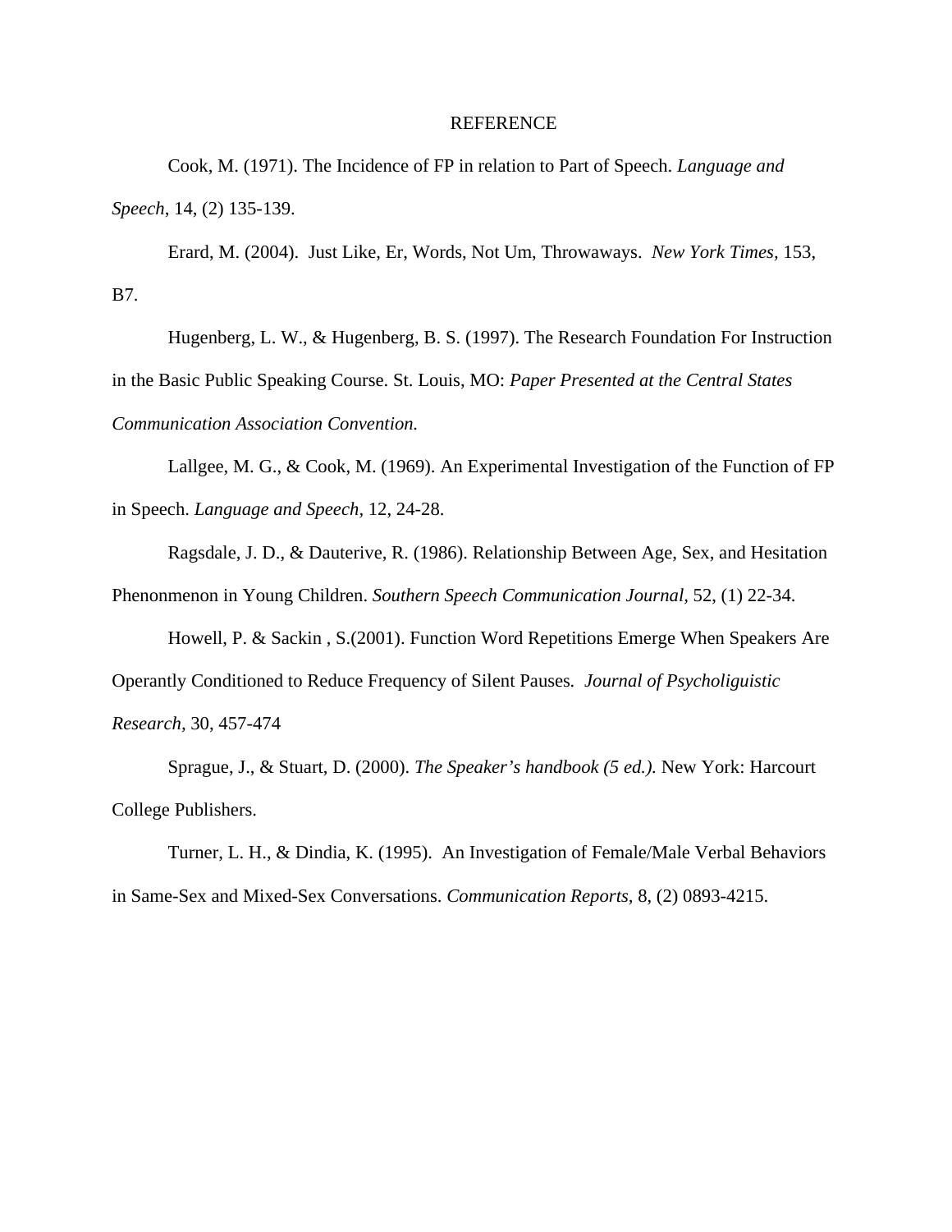# REFERENCE

Cook, M. (1971). The Incidence of FP in relation to Part of Speech. *Language and Speech*, 14, (2) 135-139.

Erard, M. (2004). Just Like, Er, Words, Not Um, Throwaways. *New York Times,* 153, B7.

Hugenberg, L. W., & Hugenberg, B. S. (1997). The Research Foundation For Instruction in the Basic Public Speaking Course. St. Louis, MO: *Paper Presented at the Central States Communication Association Convention.*

Lallgee, M. G., & Cook, M. (1969). An Experimental Investigation of the Function of FP in Speech. *Language and Speech,* 12, 24-28.

Ragsdale, J. D., & Dauterive, R. (1986). Relationship Between Age, Sex, and Hesitation Phenonmenon in Young Children. *Southern Speech Communication Journal,* 52, (1) 22-34.

Howell, P. & Sackin , S.(2001). Function Word Repetitions Emerge When Speakers Are Operantly Conditioned to Reduce Frequency of Silent Pauses. *Journal of Psycholiguistic Research,* 30, 457-474

Sprague, J., & Stuart, D. (2000). *The Speaker's handbook (5 ed.).* New York: Harcourt College Publishers.

Turner, L. H., & Dindia, K. (1995). An Investigation of Female/Male Verbal Behaviors in Same-Sex and Mixed-Sex Conversations. *Communication Reports,* 8, (2) 0893-4215.